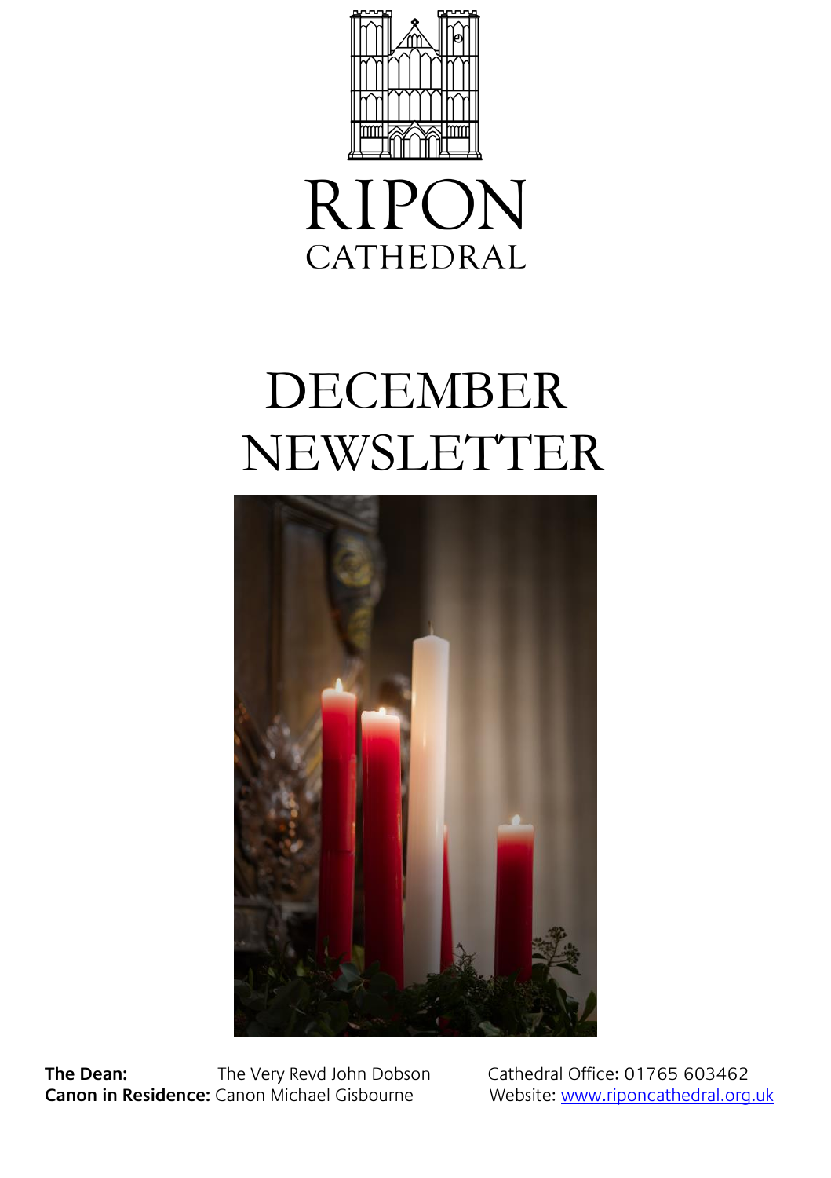RIPON
CATHEDRAL

# DECEMBER NEWSLETTER

**The Dean:** The Very Revd John Dobson
**Canon in Residence:** Canon Michael Gisbourne

Cathedral Office: 01765 603462
Website: www.riponcathedral.org.uk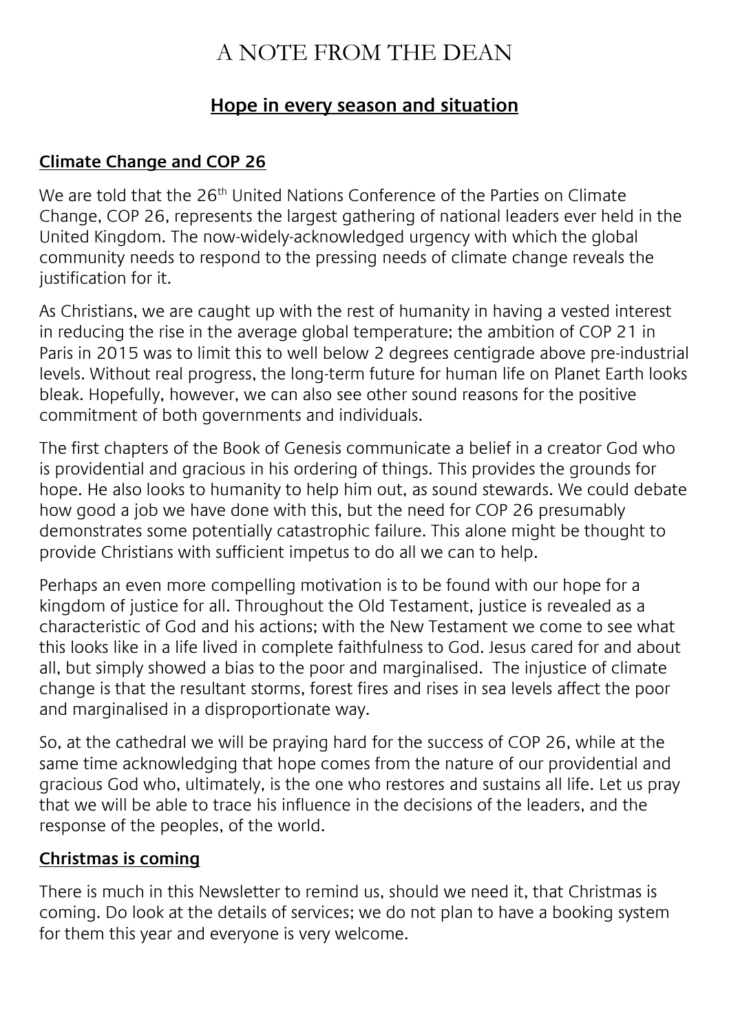# A NOTE FROM THE DEAN

## Hope in every season and situation

### Climate Change and COP 26

We are told that the 26th United Nations Conference of the Parties on Climate Change, COP 26, represents the largest gathering of national leaders ever held in the United Kingdom. The now-widely-acknowledged urgency with which the global community needs to respond to the pressing needs of climate change reveals the justification for it.

As Christians, we are caught up with the rest of humanity in having a vested interest in reducing the rise in the average global temperature; the ambition of COP 21 in Paris in 2015 was to limit this to well below 2 degrees centigrade above pre-industrial levels. Without real progress, the long-term future for human life on Planet Earth looks bleak. Hopefully, however, we can also see other sound reasons for the positive commitment of both governments and individuals.

The first chapters of the Book of Genesis communicate a belief in a creator God who is providential and gracious in his ordering of things. This provides the grounds for hope. He also looks to humanity to help him out, as sound stewards. We could debate how good a job we have done with this, but the need for COP 26 presumably demonstrates some potentially catastrophic failure. This alone might be thought to provide Christians with sufficient impetus to do all we can to help.

Perhaps an even more compelling motivation is to be found with our hope for a kingdom of justice for all. Throughout the Old Testament, justice is revealed as a characteristic of God and his actions; with the New Testament we come to see what this looks like in a life lived in complete faithfulness to God. Jesus cared for and about all, but simply showed a bias to the poor and marginalised. The injustice of climate change is that the resultant storms, forest fires and rises in sea levels affect the poor and marginalised in a disproportionate way.

So, at the cathedral we will be praying hard for the success of COP 26, while at the same time acknowledging that hope comes from the nature of our providential and gracious God who, ultimately, is the one who restores and sustains all life. Let us pray that we will be able to trace his influence in the decisions of the leaders, and the response of the peoples, of the world.

### Christmas is coming

There is much in this Newsletter to remind us, should we need it, that Christmas is coming. Do look at the details of services; we do not plan to have a booking system for them this year and everyone is very welcome.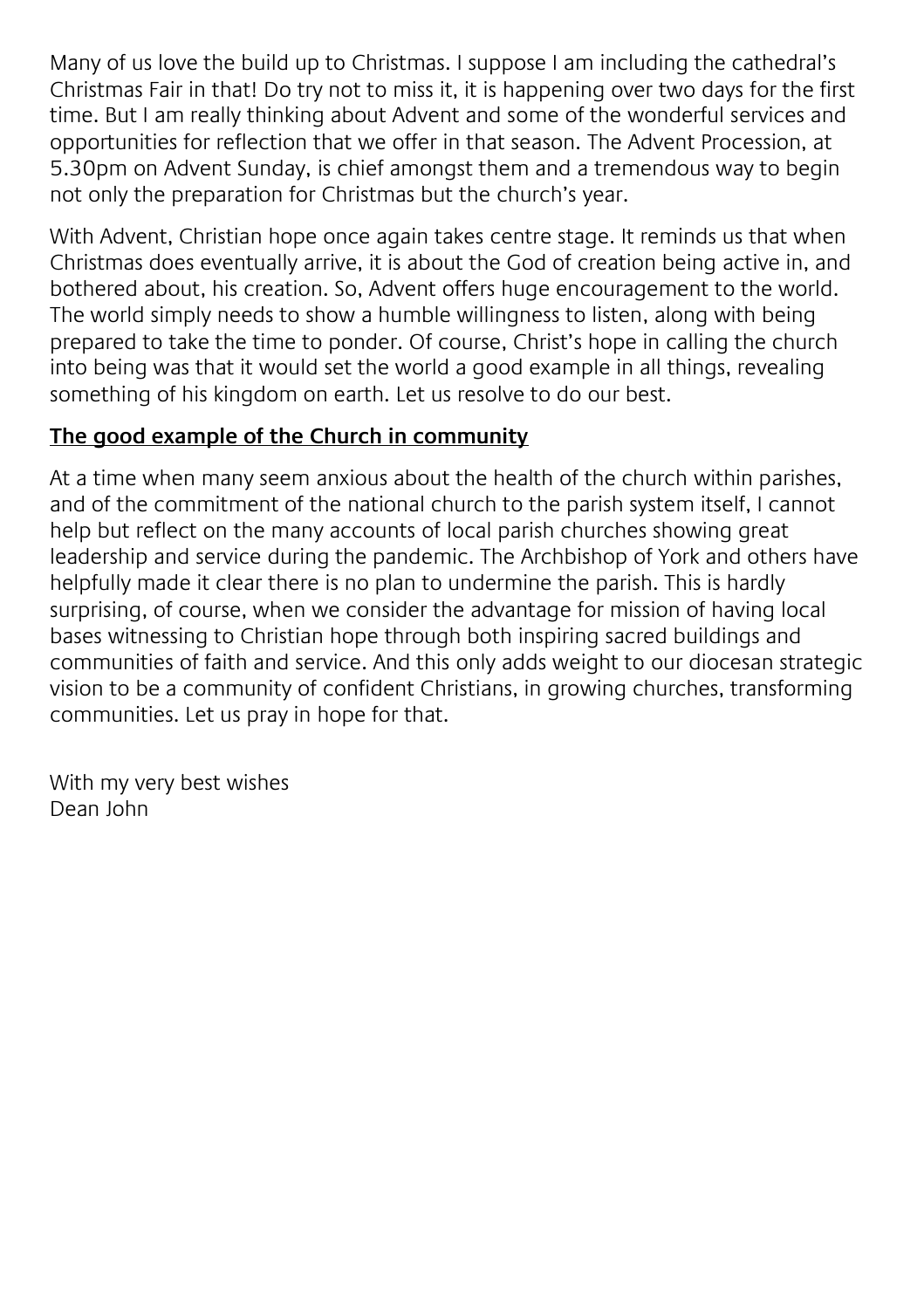Many of us love the build up to Christmas. I suppose I am including the cathedral's Christmas Fair in that! Do try not to miss it, it is happening over two days for the first time. But I am really thinking about Advent and some of the wonderful services and opportunities for reflection that we offer in that season. The Advent Procession, at 5.30pm on Advent Sunday, is chief amongst them and a tremendous way to begin not only the preparation for Christmas but the church's year.

With Advent, Christian hope once again takes centre stage. It reminds us that when Christmas does eventually arrive, it is about the God of creation being active in, and bothered about, his creation. So, Advent offers huge encouragement to the world. The world simply needs to show a humble willingness to listen, along with being prepared to take the time to ponder. Of course, Christ's hope in calling the church into being was that it would set the world a good example in all things, revealing something of his kingdom on earth. Let us resolve to do our best.

## The good example of the Church in community

At a time when many seem anxious about the health of the church within parishes, and of the commitment of the national church to the parish system itself, I cannot help but reflect on the many accounts of local parish churches showing great leadership and service during the pandemic. The Archbishop of York and others have helpfully made it clear there is no plan to undermine the parish. This is hardly surprising, of course, when we consider the advantage for mission of having local bases witnessing to Christian hope through both inspiring sacred buildings and communities of faith and service. And this only adds weight to our diocesan strategic vision to be a community of confident Christians, in growing churches, transforming communities. Let us pray in hope for that.

With my very best wishes
Dean John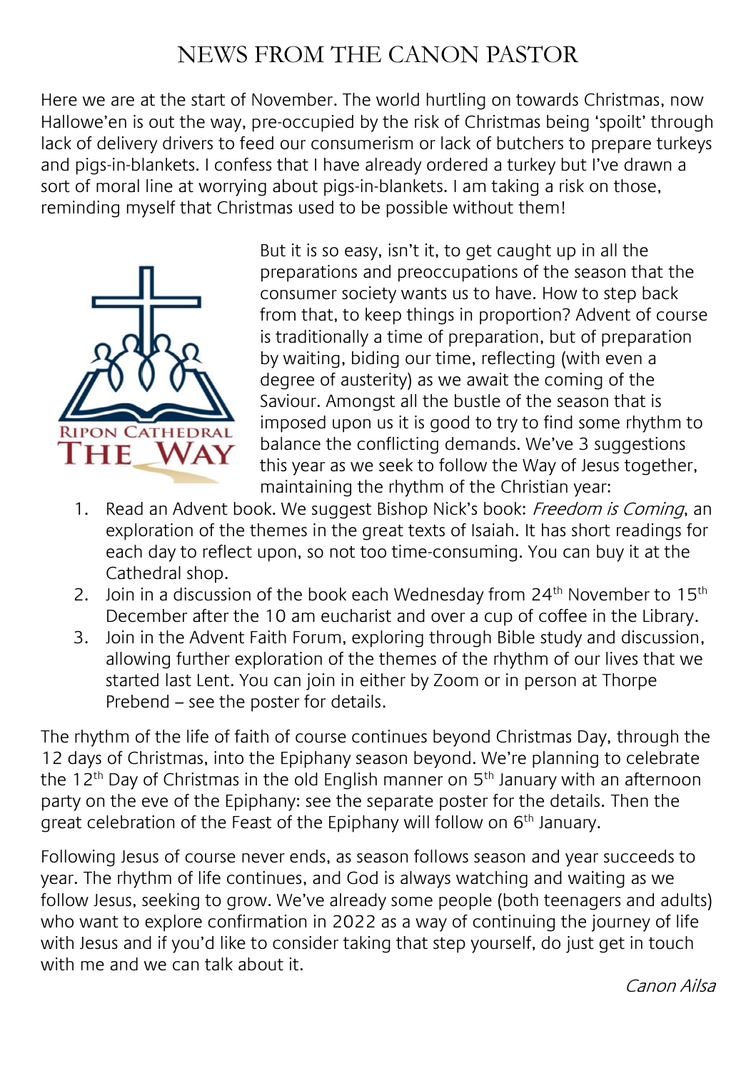# NEWS FROM THE CANON PASTOR

Here we are at the start of November. The world hurtling on towards Christmas, now Hallowe'en is out the way, pre-occupied by the risk of Christmas being 'spoilt' through lack of delivery drivers to feed our consumerism or lack of butchers to prepare turkeys and pigs-in-blankets. I confess that I have already ordered a turkey but I've drawn a sort of moral line at worrying about pigs-in-blankets. I am taking a risk on those, reminding myself that Christmas used to be possible without them!

RIPON CATHEDRAL THE WAY

But it is so easy, isn't it, to get caught up in all the preparations and preoccupations of the season that the consumer society wants us to have. How to step back from that, to keep things in proportion? Advent of course is traditionally a time of preparation, but of preparation by waiting, biding our time, reflecting (with even a degree of austerity) as we await the coming of the Saviour. Amongst all the bustle of the season that is imposed upon us it is good to try to find some rhythm to balance the conflicting demands. We've 3 suggestions this year as we seek to follow the Way of Jesus together, maintaining the rhythm of the Christian year:

1. Read an Advent book. We suggest Bishop Nick's book: *Freedom is Coming*, an exploration of the themes in the great texts of Isaiah. It has short readings for each day to reflect upon, so not too time-consuming. You can buy it at the Cathedral shop.
2. Join in a discussion of the book each Wednesday from 24th November to 15th December after the 10 am eucharist and over a cup of coffee in the Library.
3. Join in the Advent Faith Forum, exploring through Bible study and discussion, allowing further exploration of the themes of the rhythm of our lives that we started last Lent. You can join in either by Zoom or in person at Thorpe Prebend – see the poster for details.

The rhythm of the life of faith of course continues beyond Christmas Day, through the 12 days of Christmas, into the Epiphany season beyond. We're planning to celebrate the 12th Day of Christmas in the old English manner on 5th January with an afternoon party on the eve of the Epiphany: see the separate poster for the details. Then the great celebration of the Feast of the Epiphany will follow on 6th January.

Following Jesus of course never ends, as season follows season and year succeeds to year. The rhythm of life continues, and God is always watching and waiting as we follow Jesus, seeking to grow. We've already some people (both teenagers and adults) who want to explore confirmation in 2022 as a way of continuing the journey of life with Jesus and if you'd like to consider taking that step yourself, do just get in touch with me and we can talk about it.

*Canon Ailsa*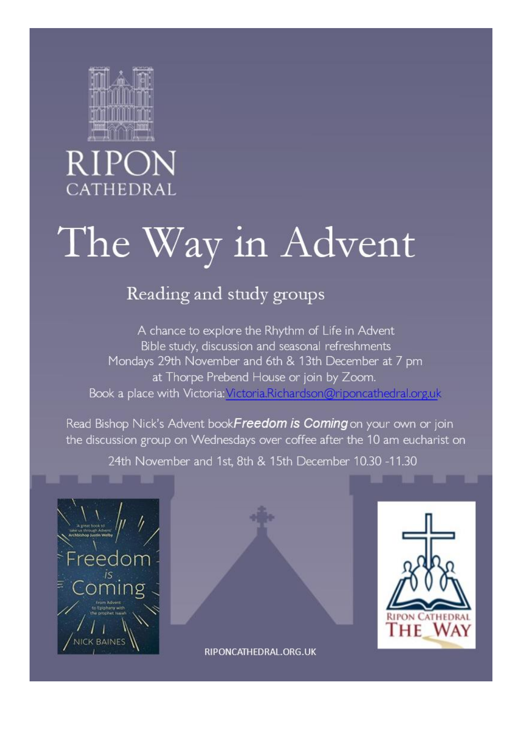RIPON
CATHEDRAL

# The Way in Advent

## Reading and study groups

A chance to explore the Rhythm of Life in Advent
Bible study, discussion and seasonal refreshments
Mondays 29th November and 6th & 13th December at 7 pm
at Thorpe Prebend House or join by Zoom.
Book a place with Victoria: Victoria.Richardson@riponcathedral.org.uk

Read Bishop Nick's Advent book ***Freedom is Coming*** on your own or join the discussion group on Wednesdays over coffee after the 10 am eucharist on

24th November and 1st, 8th & 15th December 10.30 -11.30

RIPONCATHEDRAL.ORG.UK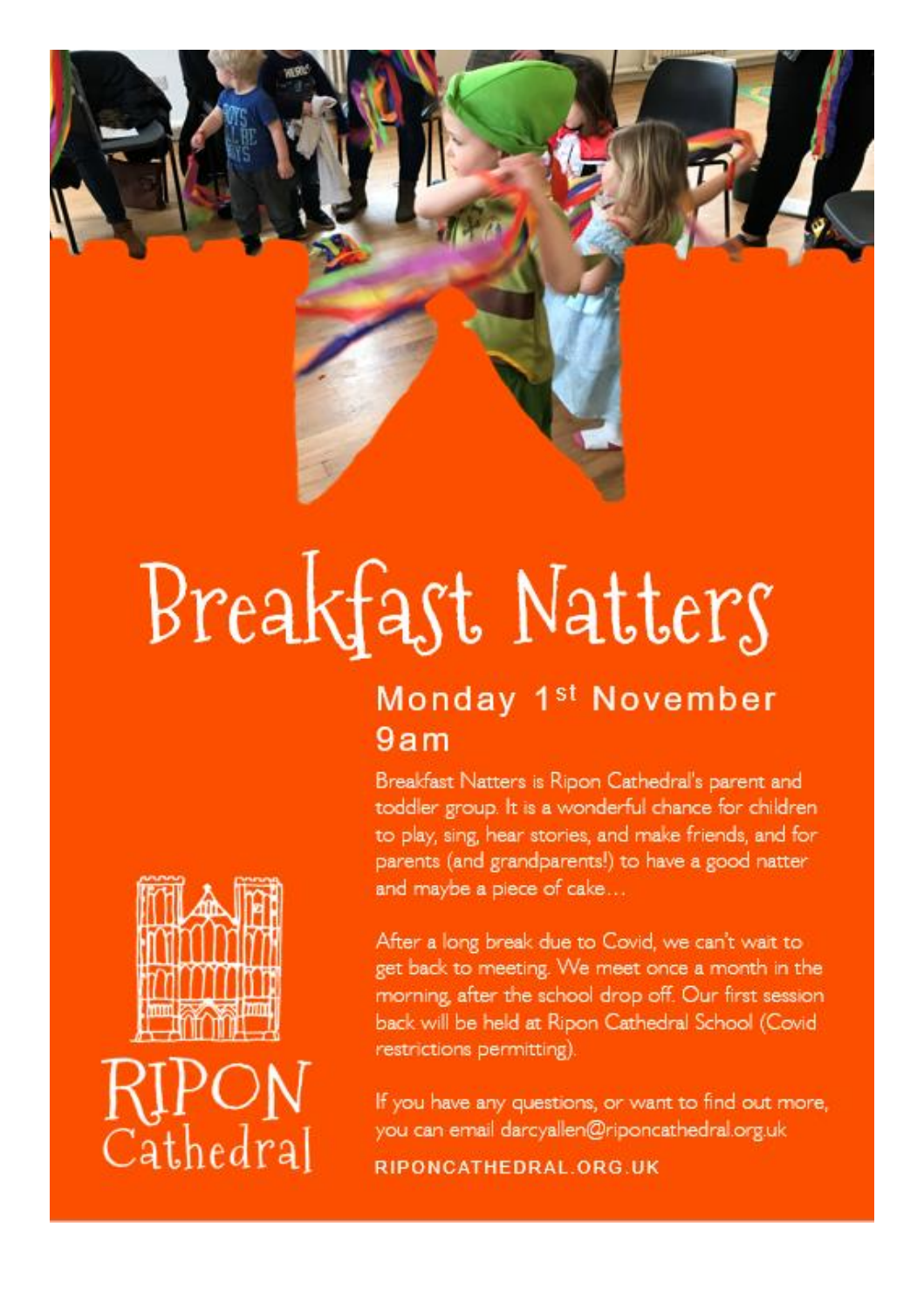# Breakfast Natters

## Monday 1st November
## 9am

Breakfast Natters is Ripon Cathedral's parent and toddler group. It is a wonderful chance for children to play, sing, hear stories, and make friends, and for parents (and grandparents!) to have a good natter and maybe a piece of cake…

After a long break due to Covid, we can't wait to get back to meeting. We meet once a month in the morning, after the school drop off. Our first session back will be held at Ripon Cathedral School (Covid restrictions permitting).

If you have any questions, or want to find out more, you can email darcyallen@riponcathedral.org.uk

RIPON Cathedral

RIPONCATHEDRAL.ORG.UK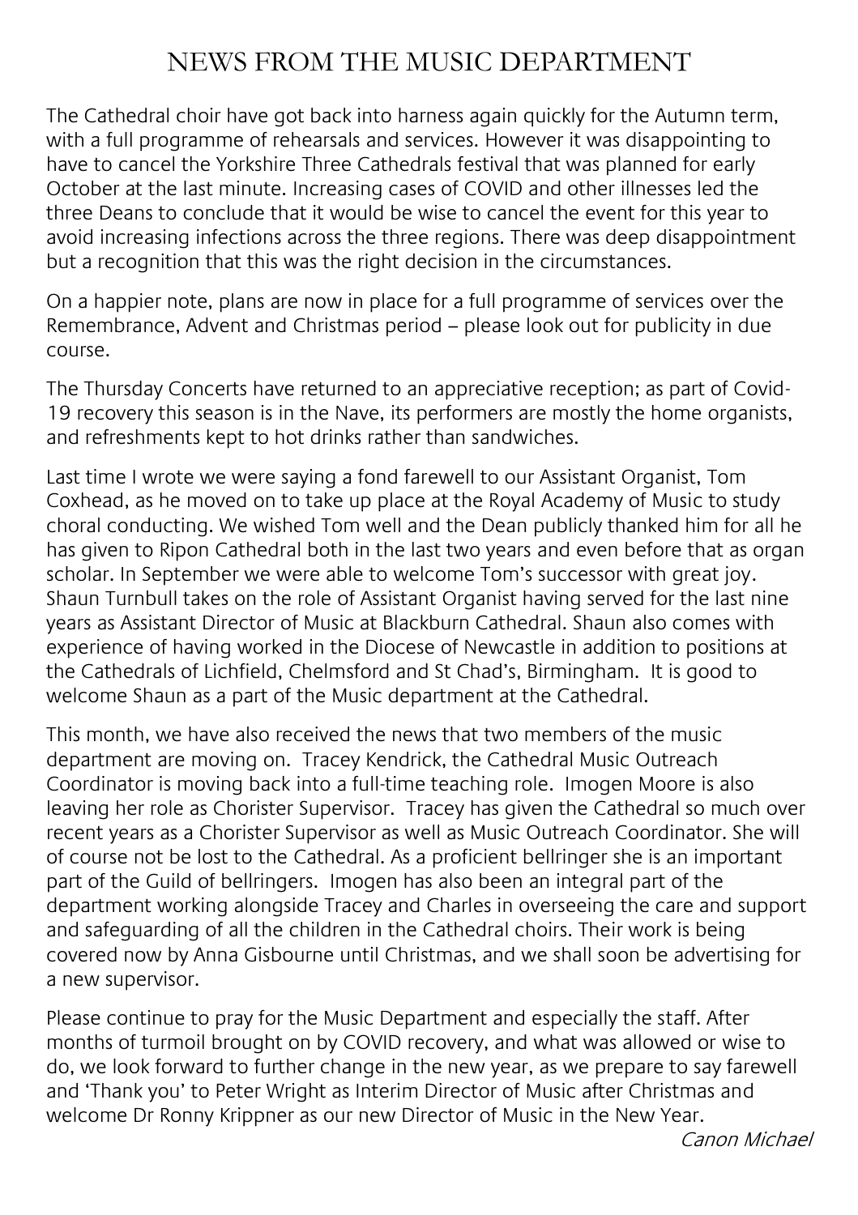# NEWS FROM THE MUSIC DEPARTMENT

The Cathedral choir have got back into harness again quickly for the Autumn term, with a full programme of rehearsals and services. However it was disappointing to have to cancel the Yorkshire Three Cathedrals festival that was planned for early October at the last minute. Increasing cases of COVID and other illnesses led the three Deans to conclude that it would be wise to cancel the event for this year to avoid increasing infections across the three regions. There was deep disappointment but a recognition that this was the right decision in the circumstances.

On a happier note, plans are now in place for a full programme of services over the Remembrance, Advent and Christmas period – please look out for publicity in due course.

The Thursday Concerts have returned to an appreciative reception; as part of Covid-19 recovery this season is in the Nave, its performers are mostly the home organists, and refreshments kept to hot drinks rather than sandwiches.

Last time I wrote we were saying a fond farewell to our Assistant Organist, Tom Coxhead, as he moved on to take up place at the Royal Academy of Music to study choral conducting. We wished Tom well and the Dean publicly thanked him for all he has given to Ripon Cathedral both in the last two years and even before that as organ scholar. In September we were able to welcome Tom's successor with great joy. Shaun Turnbull takes on the role of Assistant Organist having served for the last nine years as Assistant Director of Music at Blackburn Cathedral. Shaun also comes with experience of having worked in the Diocese of Newcastle in addition to positions at the Cathedrals of Lichfield, Chelmsford and St Chad's, Birmingham. It is good to welcome Shaun as a part of the Music department at the Cathedral.

This month, we have also received the news that two members of the music department are moving on. Tracey Kendrick, the Cathedral Music Outreach Coordinator is moving back into a full-time teaching role. Imogen Moore is also leaving her role as Chorister Supervisor. Tracey has given the Cathedral so much over recent years as a Chorister Supervisor as well as Music Outreach Coordinator. She will of course not be lost to the Cathedral. As a proficient bellringer she is an important part of the Guild of bellringers. Imogen has also been an integral part of the department working alongside Tracey and Charles in overseeing the care and support and safeguarding of all the children in the Cathedral choirs. Their work is being covered now by Anna Gisbourne until Christmas, and we shall soon be advertising for a new supervisor.

Please continue to pray for the Music Department and especially the staff. After months of turmoil brought on by COVID recovery, and what was allowed or wise to do, we look forward to further change in the new year, as we prepare to say farewell and 'Thank you' to Peter Wright as Interim Director of Music after Christmas and welcome Dr Ronny Krippner as our new Director of Music in the New Year.

*Canon Michael*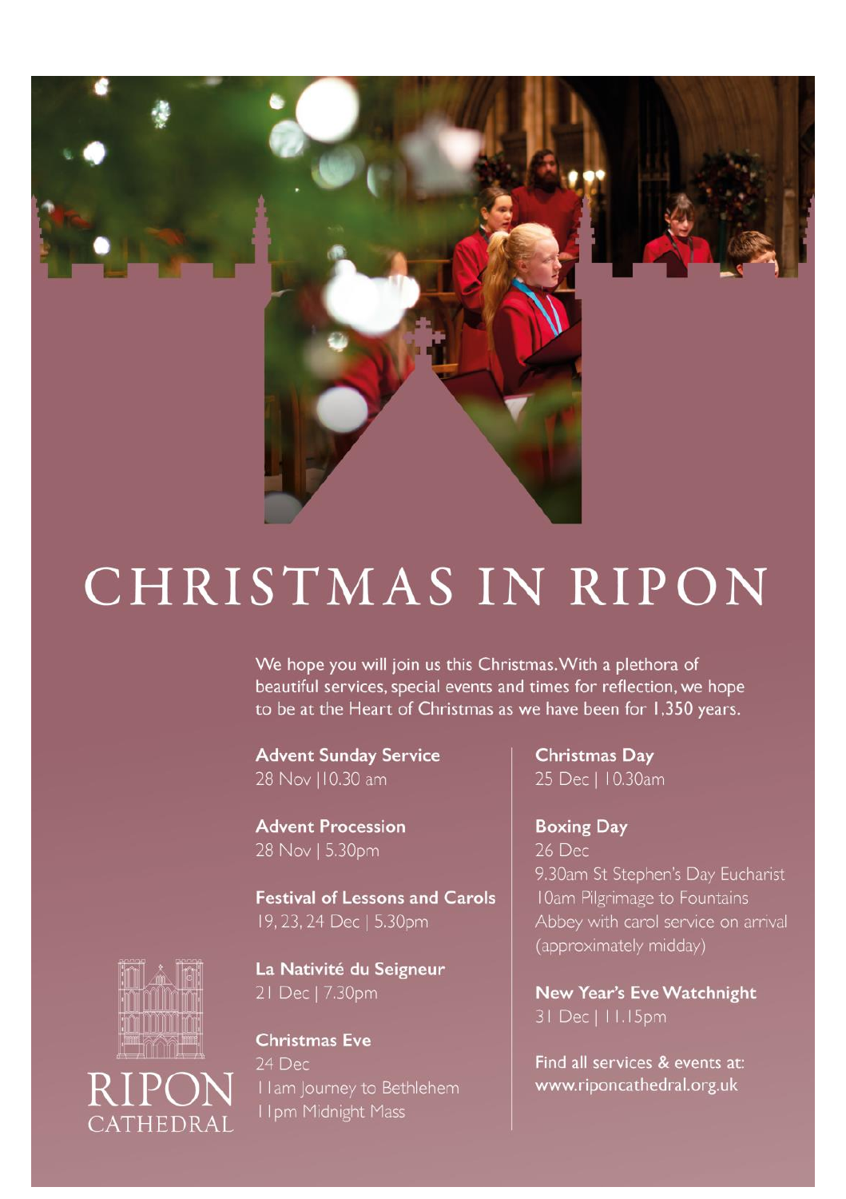# CHRISTMAS IN RIPON

We hope you will join us this Christmas. With a plethora of beautiful services, special events and times for reflection, we hope to be at the Heart of Christmas as we have been for 1,350 years.

**Advent Sunday Service**
28 Nov | 10.30 am

**Advent Procession**
28 Nov | 5.30pm

**Festival of Lessons and Carols**
19, 23, 24 Dec | 5.30pm

**La Nativité du Seigneur**
21 Dec | 7.30pm

**Christmas Eve**
24 Dec
11am Journey to Bethlehem
11pm Midnight Mass

**Christmas Day**
25 Dec | 10.30am

**Boxing Day**
26 Dec
9.30am St Stephen's Day Eucharist
10am Pilgrimage to Fountains Abbey with carol service on arrival (approximately midday)

**New Year's Eve Watchnight**
31 Dec | 11.15pm

Find all services & events at:
www.riponcathedral.org.uk

RIPON CATHEDRAL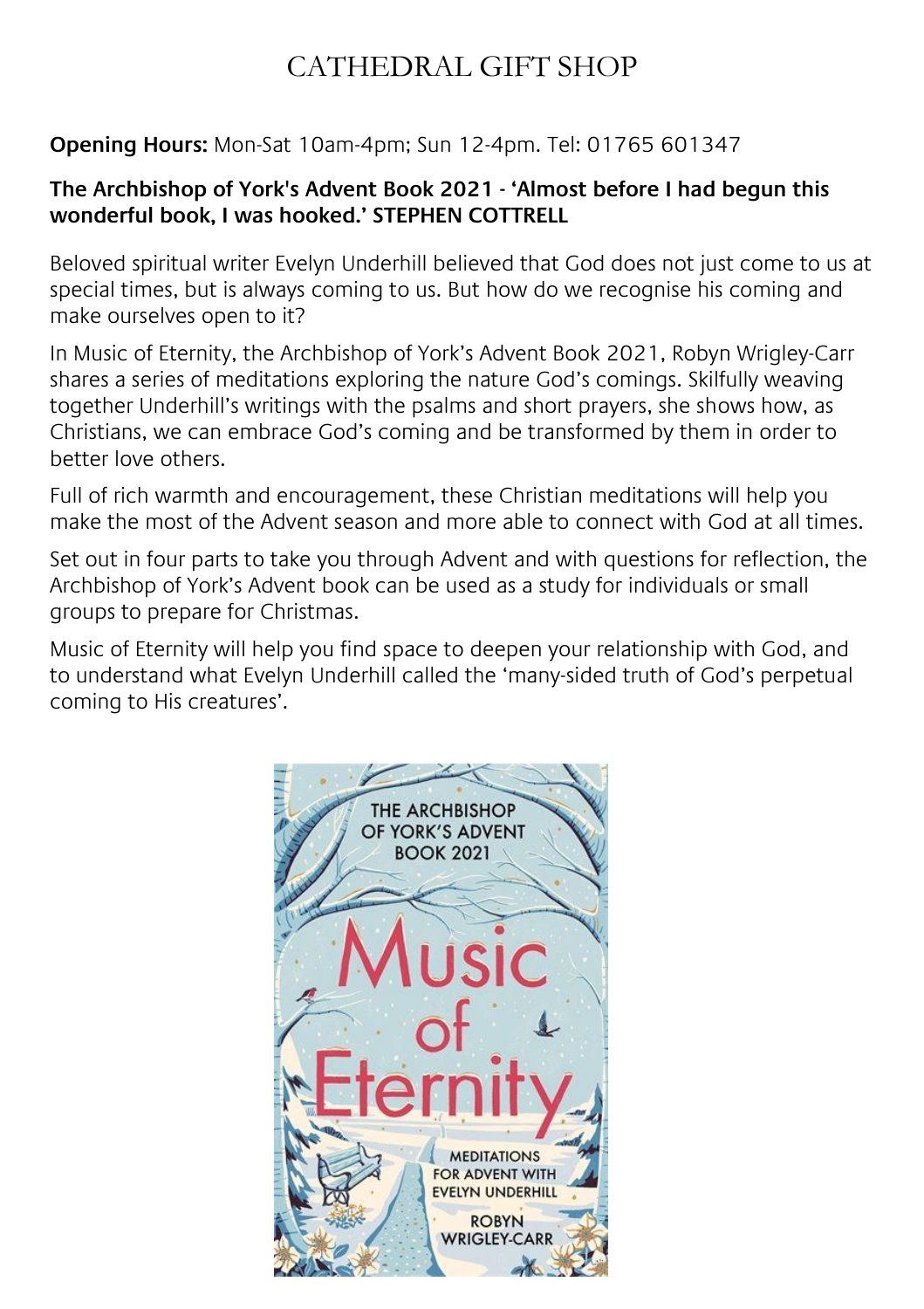# CATHEDRAL GIFT SHOP

**Opening Hours:** Mon-Sat 10am-4pm; Sun 12-4pm. Tel: 01765 601347

**The Archbishop of York's Advent Book 2021 - 'Almost before I had begun this wonderful book, I was hooked.' STEPHEN COTTRELL**

Beloved spiritual writer Evelyn Underhill believed that God does not just come to us at special times, but is always coming to us. But how do we recognise his coming and make ourselves open to it?

In Music of Eternity, the Archbishop of York's Advent Book 2021, Robyn Wrigley-Carr shares a series of meditations exploring the nature God's comings. Skilfully weaving together Underhill's writings with the psalms and short prayers, she shows how, as Christians, we can embrace God's coming and be transformed by them in order to better love others.

Full of rich warmth and encouragement, these Christian meditations will help you make the most of the Advent season and more able to connect with God at all times.

Set out in four parts to take you through Advent and with questions for reflection, the Archbishop of York's Advent book can be used as a study for individuals or small groups to prepare for Christmas.

Music of Eternity will help you find space to deepen your relationship with God, and to understand what Evelyn Underhill called the 'many-sided truth of God's perpetual coming to His creatures'.

THE ARCHBISHOP OF YORK'S ADVENT BOOK 2021

Music of Eternity

MEDITATIONS FOR ADVENT WITH EVELYN UNDERHILL

ROBYN WRIGLEY-CARR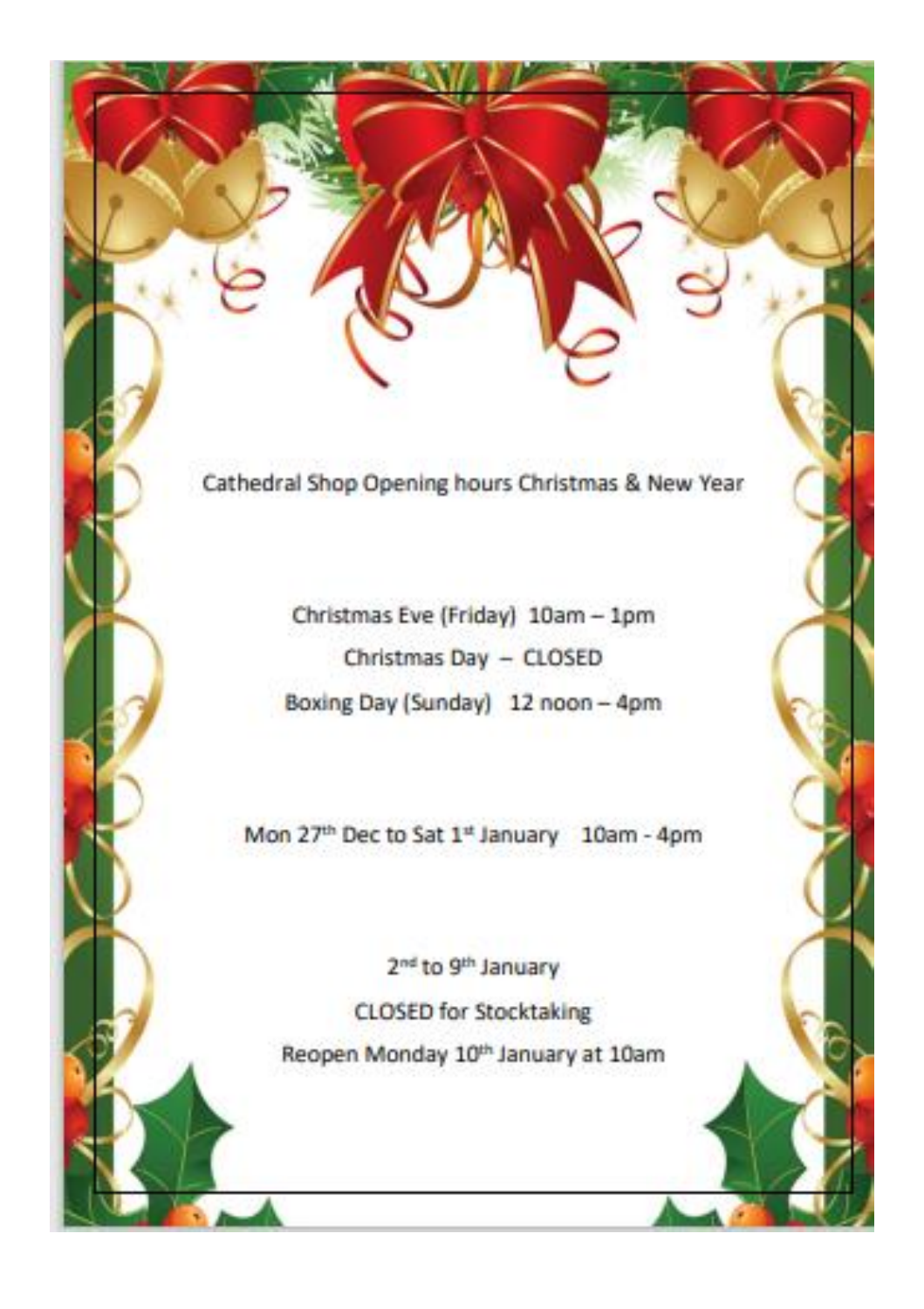# Cathedral Shop Opening hours Christmas & New Year

Christmas Eve (Friday) 10am – 1pm

Christmas Day – CLOSED

Boxing Day (Sunday) 12 noon – 4pm

Mon 27th Dec to Sat 1st January 10am - 4pm

2nd to 9th January

CLOSED for Stocktaking

Reopen Monday 10th January at 10am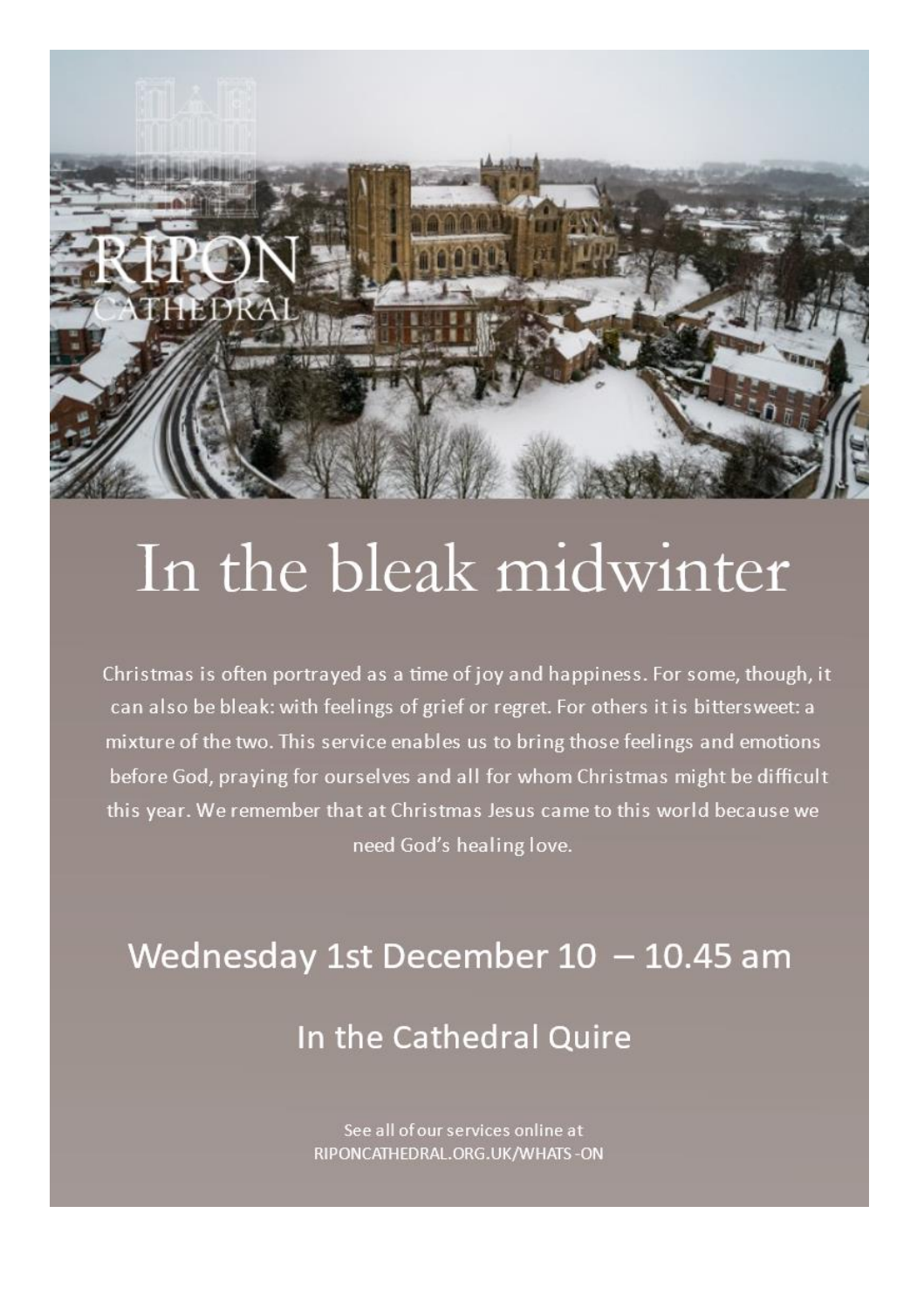RIPON CATHEDRAL

# In the bleak midwinter

Christmas is often portrayed as a time of joy and happiness. For some, though, it can also be bleak: with feelings of grief or regret. For others it is bittersweet: a mixture of the two. This service enables us to bring those feelings and emotions before God, praying for ourselves and all for whom Christmas might be difficult this year. We remember that at Christmas Jesus came to this world because we need God's healing love.

## Wednesday 1st December 10 – 10.45 am

## In the Cathedral Quire

See all of our services online at RIPONCATHEDRAL.ORG.UK/WHATS-ON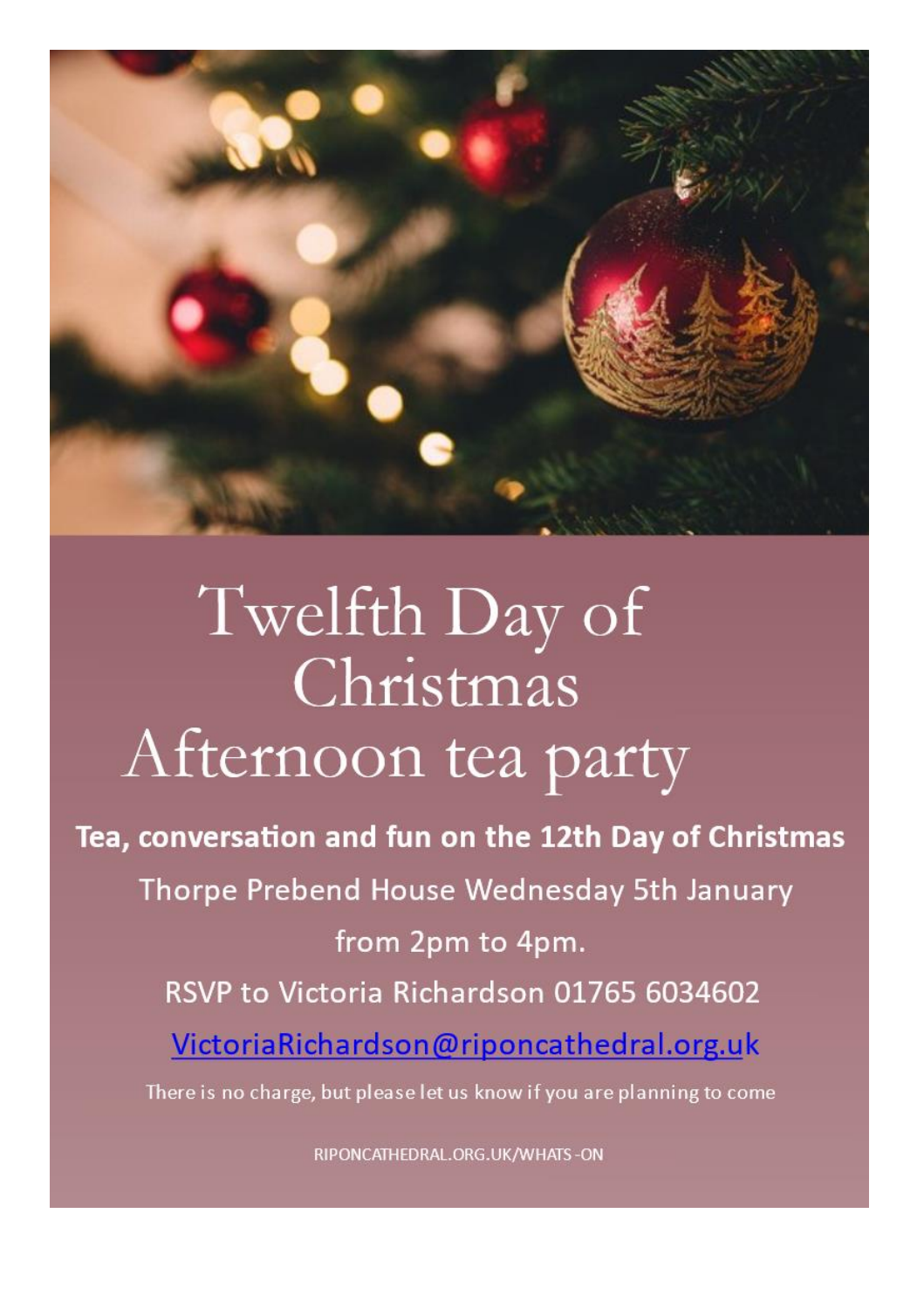# Twelfth Day of Christmas Afternoon tea party

**Tea, conversation and fun on the 12th Day of Christmas**

Thorpe Prebend House Wednesday 5th January

from 2pm to 4pm.

RSVP to Victoria Richardson 01765 6034602

VictoriaRichardson@riponcathedral.org.uk

There is no charge, but please let us know if you are planning to come

RIPONCATHEDRAL.ORG.UK/WHATS-ON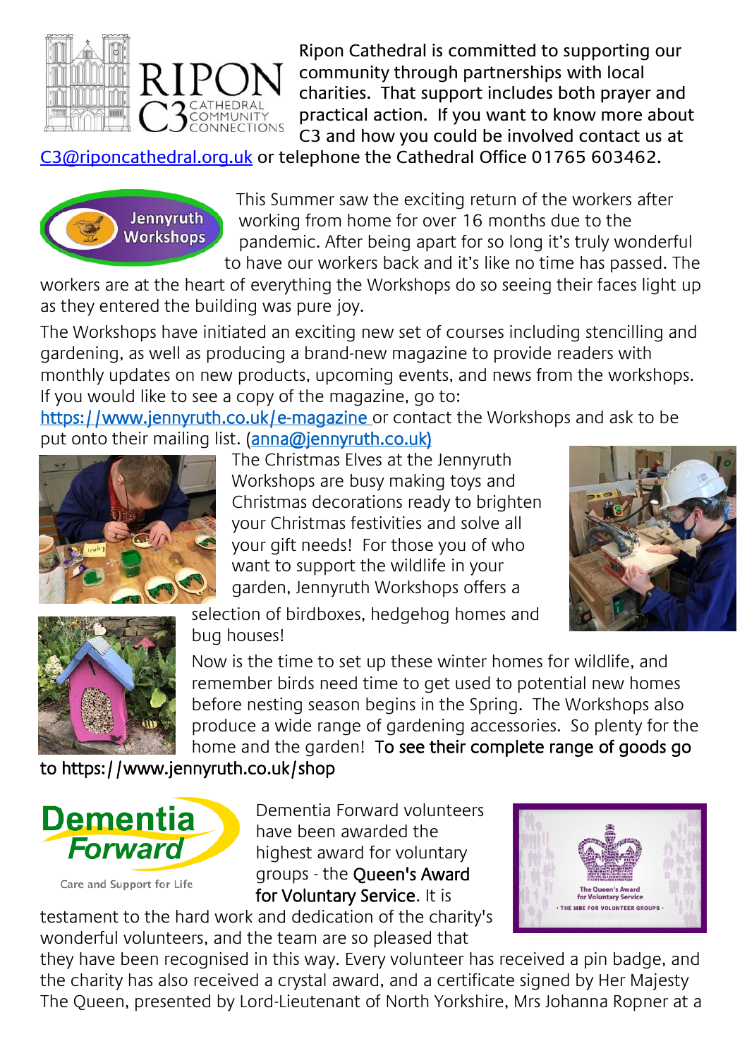Ripon Cathedral is committed to supporting our community through partnerships with local charities. That support includes both prayer and practical action. If you want to know more about C3 and how you could be involved contact us at C3@riponcathedral.org.uk or telephone the Cathedral Office 01765 603462.

This Summer saw the exciting return of the workers after working from home for over 16 months due to the pandemic. After being apart for so long it's truly wonderful to have our workers back and it's like no time has passed. The workers are at the heart of everything the Workshops do so seeing their faces light up as they entered the building was pure joy.

The Workshops have initiated an exciting new set of courses including stencilling and gardening, as well as producing a brand-new magazine to provide readers with monthly updates on new products, upcoming events, and news from the workshops. If you would like to see a copy of the magazine, go to: https://www.jennyruth.co.uk/e-magazine or contact the Workshops and ask to be put onto their mailing list. (anna@jennyruth.co.uk)

The Christmas Elves at the Jennyruth Workshops are busy making toys and Christmas decorations ready to brighten your Christmas festivities and solve all your gift needs! For those you of who want to support the wildlife in your garden, Jennyruth Workshops offers a selection of birdboxes, hedgehog homes and bug houses!

Now is the time to set up these winter homes for wildlife, and remember birds need time to get used to potential new homes before nesting season begins in the Spring. The Workshops also produce a wide range of gardening accessories. So plenty for the home and the garden! To see their complete range of goods go to https://www.jennyruth.co.uk/shop

Dementia Forward volunteers have been awarded the highest award for voluntary groups - the Queen's Award for Voluntary Service. It is testament to the hard work and dedication of the charity's wonderful volunteers, and the team are so pleased that they have been recognised in this way. Every volunteer has received a pin badge, and the charity has also received a crystal award, and a certificate signed by Her Majesty The Queen, presented by Lord-Lieutenant of North Yorkshire, Mrs Johanna Ropner at a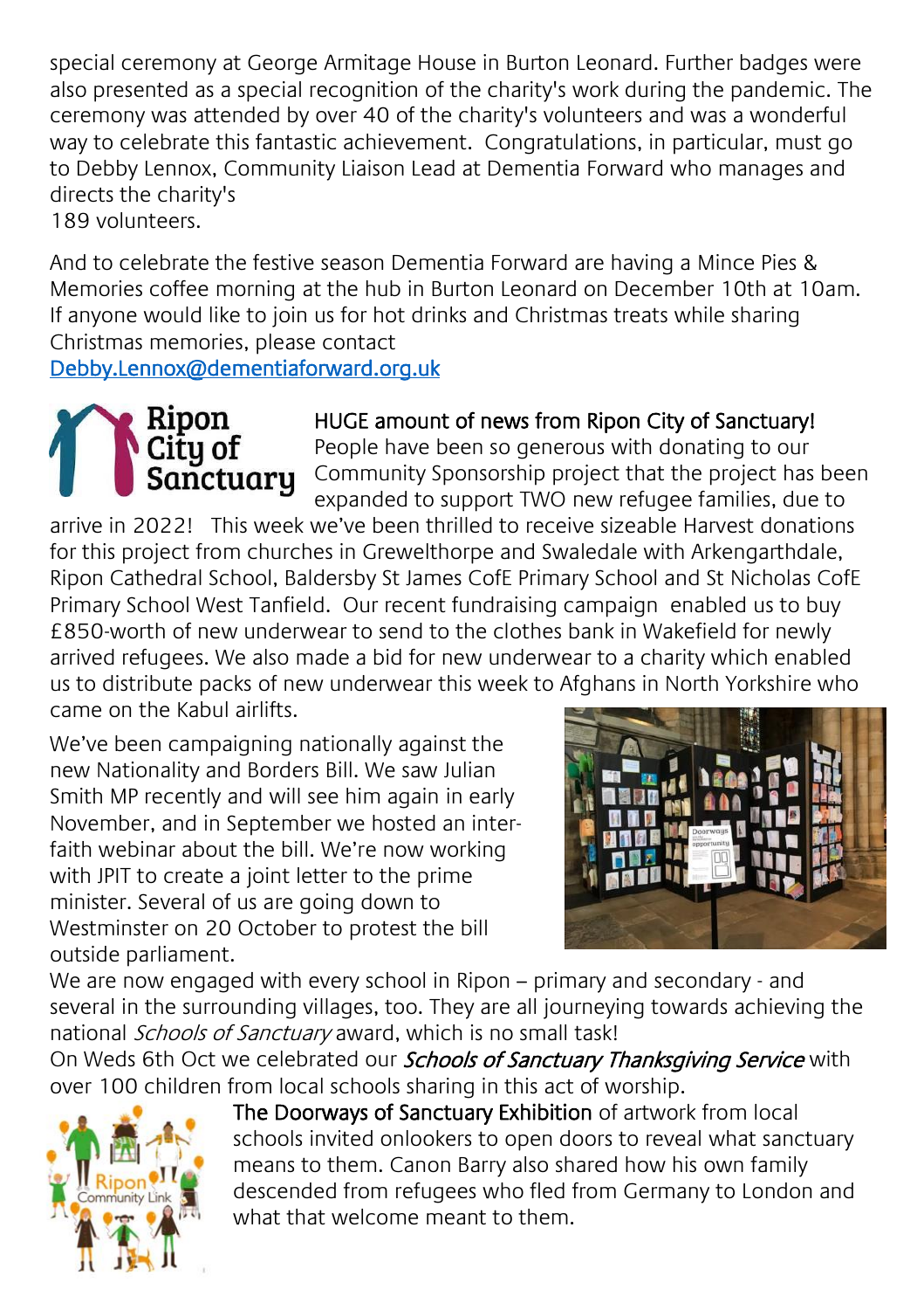special ceremony at George Armitage House in Burton Leonard. Further badges were also presented as a special recognition of the charity's work during the pandemic. The ceremony was attended by over 40 of the charity's volunteers and was a wonderful way to celebrate this fantastic achievement. Congratulations, in particular, must go to Debby Lennox, Community Liaison Lead at Dementia Forward who manages and directs the charity's
189 volunteers.

And to celebrate the festive season Dementia Forward are having a Mince Pies & Memories coffee morning at the hub in Burton Leonard on December 10th at 10am. If anyone would like to join us for hot drinks and Christmas treats while sharing Christmas memories, please contact
Debby.Lennox@dementiaforward.org.uk

Ripon City of Sanctuary

HUGE amount of news from Ripon City of Sanctuary! People have been so generous with donating to our Community Sponsorship project that the project has been expanded to support TWO new refugee families, due to arrive in 2022! This week we've been thrilled to receive sizeable Harvest donations for this project from churches in Grewelthorpe and Swaledale with Arkengarthdale, Ripon Cathedral School, Baldersby St James CofE Primary School and St Nicholas CofE Primary School West Tanfield. Our recent fundraising campaign enabled us to buy £850-worth of new underwear to send to the clothes bank in Wakefield for newly arrived refugees. We also made a bid for new underwear to a charity which enabled us to distribute packs of new underwear this week to Afghans in North Yorkshire who came on the Kabul airlifts.

We've been campaigning nationally against the new Nationality and Borders Bill. We saw Julian Smith MP recently and will see him again in early November, and in September we hosted an inter-faith webinar about the bill. We're now working with JPIT to create a joint letter to the prime minister. Several of us are going down to Westminster on 20 October to protest the bill outside parliament.

We are now engaged with every school in Ripon – primary and secondary - and several in the surrounding villages, too. They are all journeying towards achieving the national *Schools of Sanctuary* award, which is no small task!

On Weds 6th Oct we celebrated our *Schools of Sanctuary Thanksgiving Service* with over 100 children from local schools sharing in this act of worship.

The Doorways of Sanctuary Exhibition of artwork from local schools invited onlookers to open doors to reveal what sanctuary means to them. Canon Barry also shared how his own family descended from refugees who fled from Germany to London and what that welcome meant to them.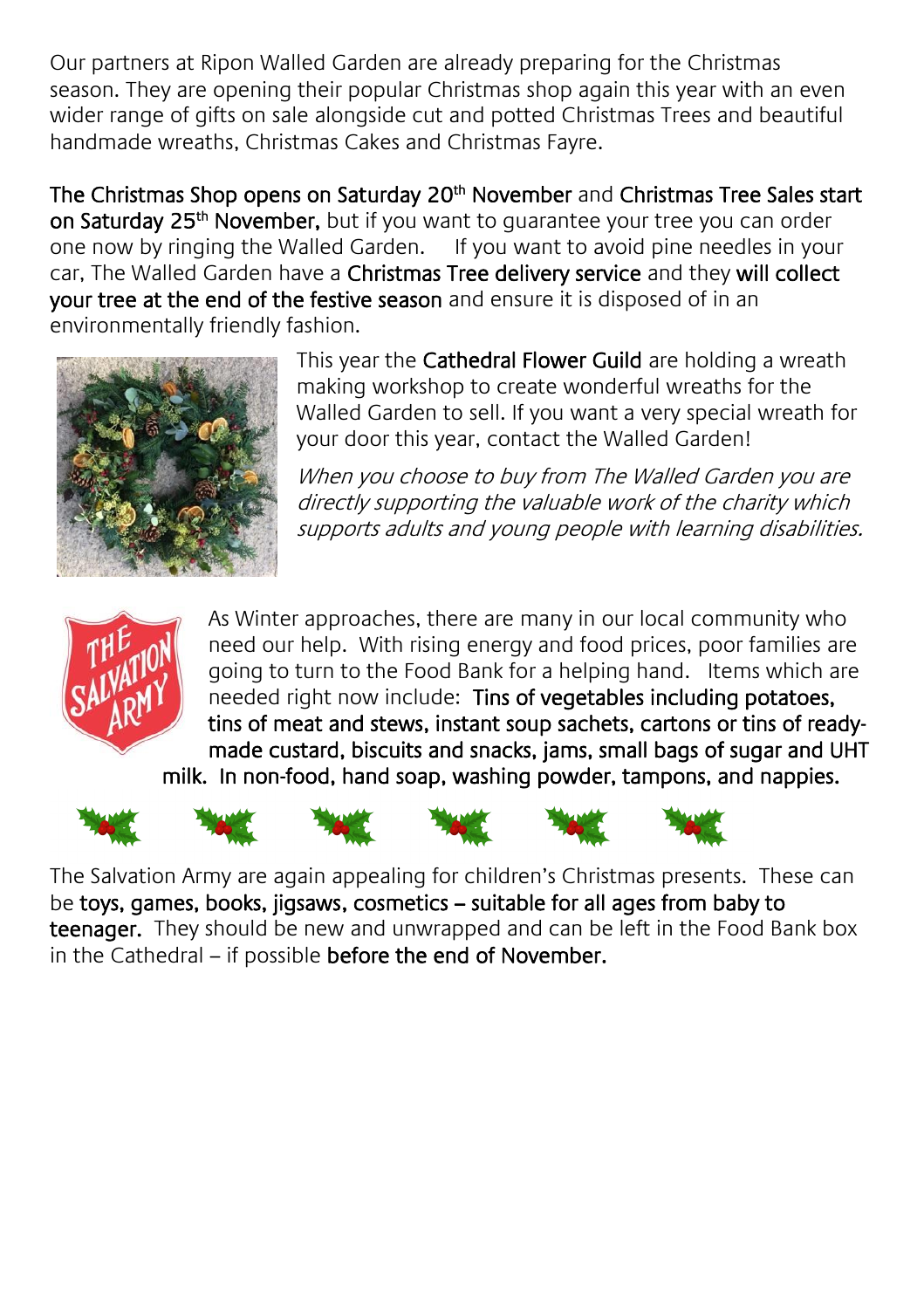Our partners at Ripon Walled Garden are already preparing for the Christmas season. They are opening their popular Christmas shop again this year with an even wider range of gifts on sale alongside cut and potted Christmas Trees and beautiful handmade wreaths, Christmas Cakes and Christmas Fayre.

**The Christmas Shop opens on Saturday 20th November** and **Christmas Tree Sales start on Saturday 25th November,** but if you want to guarantee your tree you can order one now by ringing the Walled Garden. If you want to avoid pine needles in your car, The Walled Garden have a **Christmas Tree delivery service** and they **will collect your tree at the end of the festive season** and ensure it is disposed of in an environmentally friendly fashion.

This year the **Cathedral Flower Guild** are holding a wreath making workshop to create wonderful wreaths for the Walled Garden to sell. If you want a very special wreath for your door this year, contact the Walled Garden!

*When you choose to buy from The Walled Garden you are directly supporting the valuable work of the charity which supports adults and young people with learning disabilities.*

As Winter approaches, there are many in our local community who need our help. With rising energy and food prices, poor families are going to turn to the Food Bank for a helping hand. Items which are needed right now include: **Tins of vegetables including potatoes, tins of meat and stews, instant soup sachets, cartons or tins of ready-made custard, biscuits and snacks, jams, small bags of sugar and UHT milk. In non-food, hand soap, washing powder, tampons, and nappies.**

The Salvation Army are again appealing for children's Christmas presents. These can be **toys, games, books, jigsaws, cosmetics – suitable for all ages from baby to teenager.** They should be new and unwrapped and can be left in the Food Bank box in the Cathedral – if possible **before the end of November.**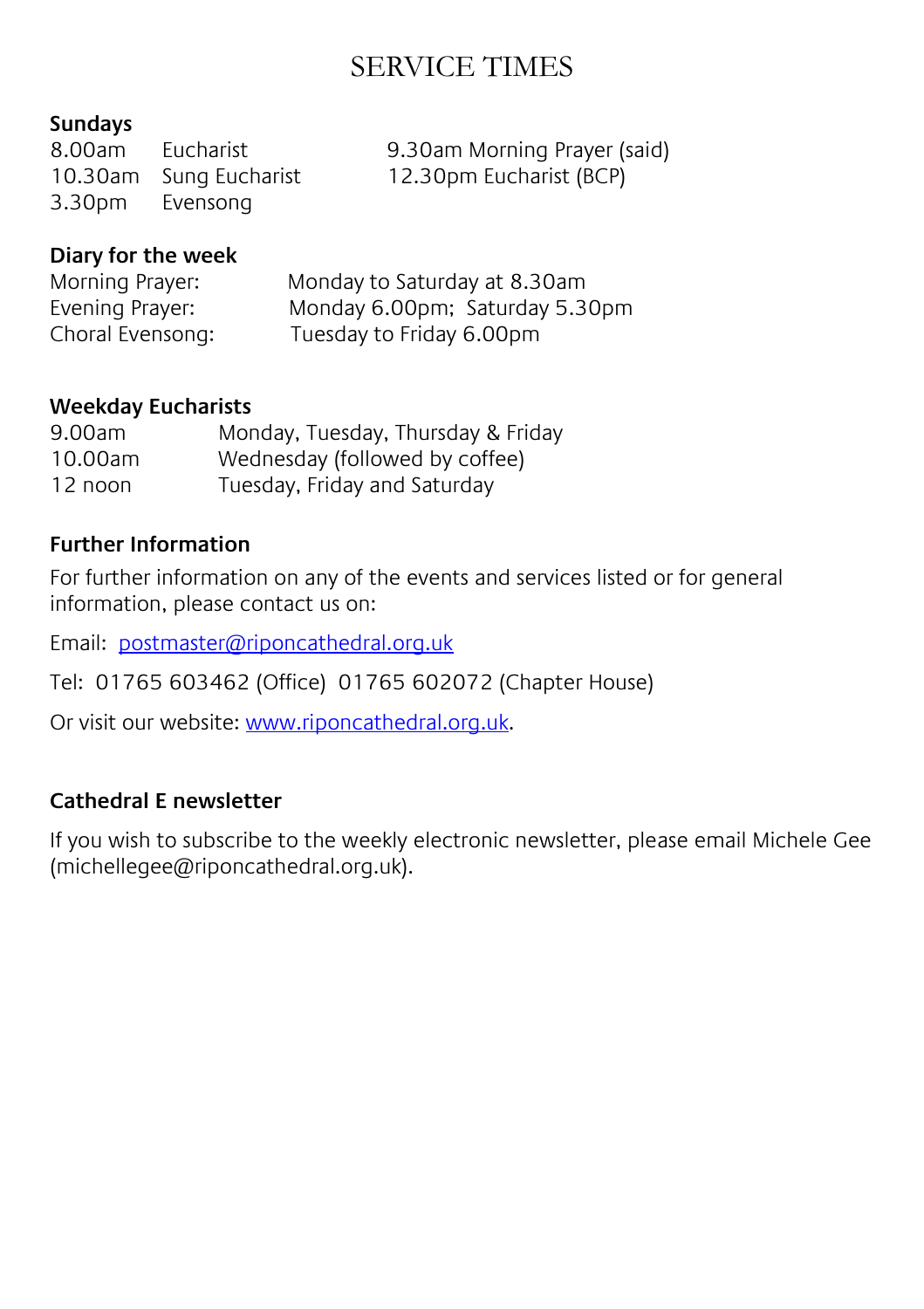# SERVICE TIMES

**Sundays**

| | | |
|---|---|---|
| 8.00am | Eucharist | 9.30am Morning Prayer (said) |
| 10.30am | Sung Eucharist | 12.30pm Eucharist (BCP) |
| 3.30pm | Evensong | |

**Diary for the week**

| | |
|---|---|
| Morning Prayer: | Monday to Saturday at 8.30am |
| Evening Prayer: | Monday 6.00pm; Saturday 5.30pm |
| Choral Evensong: | Tuesday to Friday 6.00pm |

**Weekday Eucharists**

| | |
|---|---|
| 9.00am | Monday, Tuesday, Thursday & Friday |
| 10.00am | Wednesday (followed by coffee) |
| 12 noon | Tuesday, Friday and Saturday |

**Further Information**

For further information on any of the events and services listed or for general information, please contact us on:

Email: postmaster@riponcathedral.org.uk

Tel: 01765 603462 (Office) 01765 602072 (Chapter House)

Or visit our website: www.riponcathedral.org.uk.

**Cathedral E newsletter**

If you wish to subscribe to the weekly electronic newsletter, please email Michele Gee (michellegee@riponcathedral.org.uk).